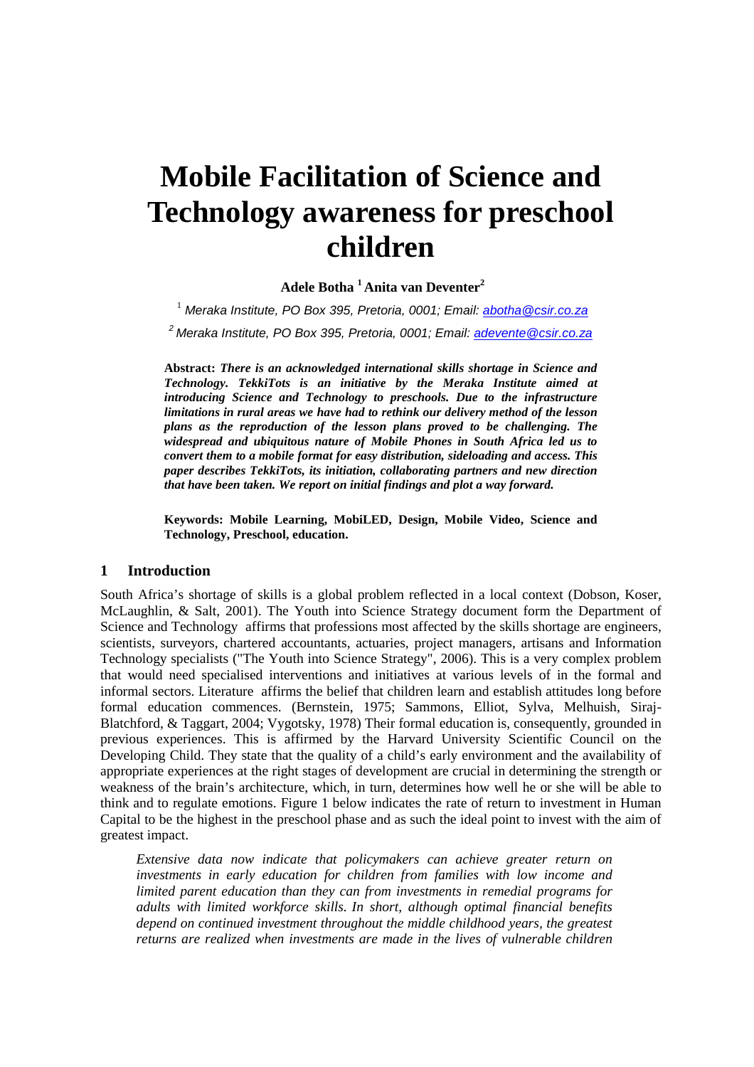# Mobile Facilitation of Science and Technology awareness for preschool children

**Adele Botha [1] Anita van Deventer[2]**

[1] *Meraka Institute, PO Box 395, Pretoria, 0001; Email: abotha@csir.co.za*

[2] *Meraka Institute, PO Box 395, Pretoria, 0001; Email: adevente@csir.co.za*

**Abstract:** ***There is an acknowledged international skills shortage in Science and Technology. TekkiTots is an initiative by the Meraka Institute aimed at introducing Science and Technology to preschools. Due to the infrastructure limitations in rural areas we have had to rethink our delivery method of the lesson plans as the reproduction of the lesson plans proved to be challenging. The widespread and ubiquitous nature of Mobile Phones in South Africa led us to convert them to a mobile format for easy distribution, sideloading and access. This paper describes TekkiTots, its initiation, collaborating partners and new direction that have been taken. We report on initial findings and plot a way forward.***

**Keywords: Mobile Learning, MobiLED, Design, Mobile Video, Science and Technology, Preschool, education.**

## 1 Introduction

South Africa's shortage of skills is a global problem reflected in a local context (Dobson, Koser, McLaughlin, & Salt, 2001). The Youth into Science Strategy document form the Department of Science and Technology affirms that professions most affected by the skills shortage are engineers, scientists, surveyors, chartered accountants, actuaries, project managers, artisans and Information Technology specialists ("The Youth into Science Strategy", 2006). This is a very complex problem that would need specialised interventions and initiatives at various levels of in the formal and informal sectors. Literature affirms the belief that children learn and establish attitudes long before formal education commences. (Bernstein, 1975; Sammons, Elliot, Sylva, Melhuish, Siraj-Blatchford, & Taggart, 2004; Vygotsky, 1978) Their formal education is, consequently, grounded in previous experiences. This is affirmed by the Harvard University Scientific Council on the Developing Child. They state that the quality of a child's early environment and the availability of appropriate experiences at the right stages of development are crucial in determining the strength or weakness of the brain's architecture, which, in turn, determines how well he or she will be able to think and to regulate emotions. Figure 1 below indicates the rate of return to investment in Human Capital to be the highest in the preschool phase and as such the ideal point to invest with the aim of greatest impact.

> *Extensive data now indicate that policymakers can achieve greater return on investments in early education for children from families with low income and limited parent education than they can from investments in remedial programs for adults with limited workforce skills. In short, although optimal financial benefits depend on continued investment throughout the middle childhood years, the greatest returns are realized when investments are made in the lives of vulnerable children*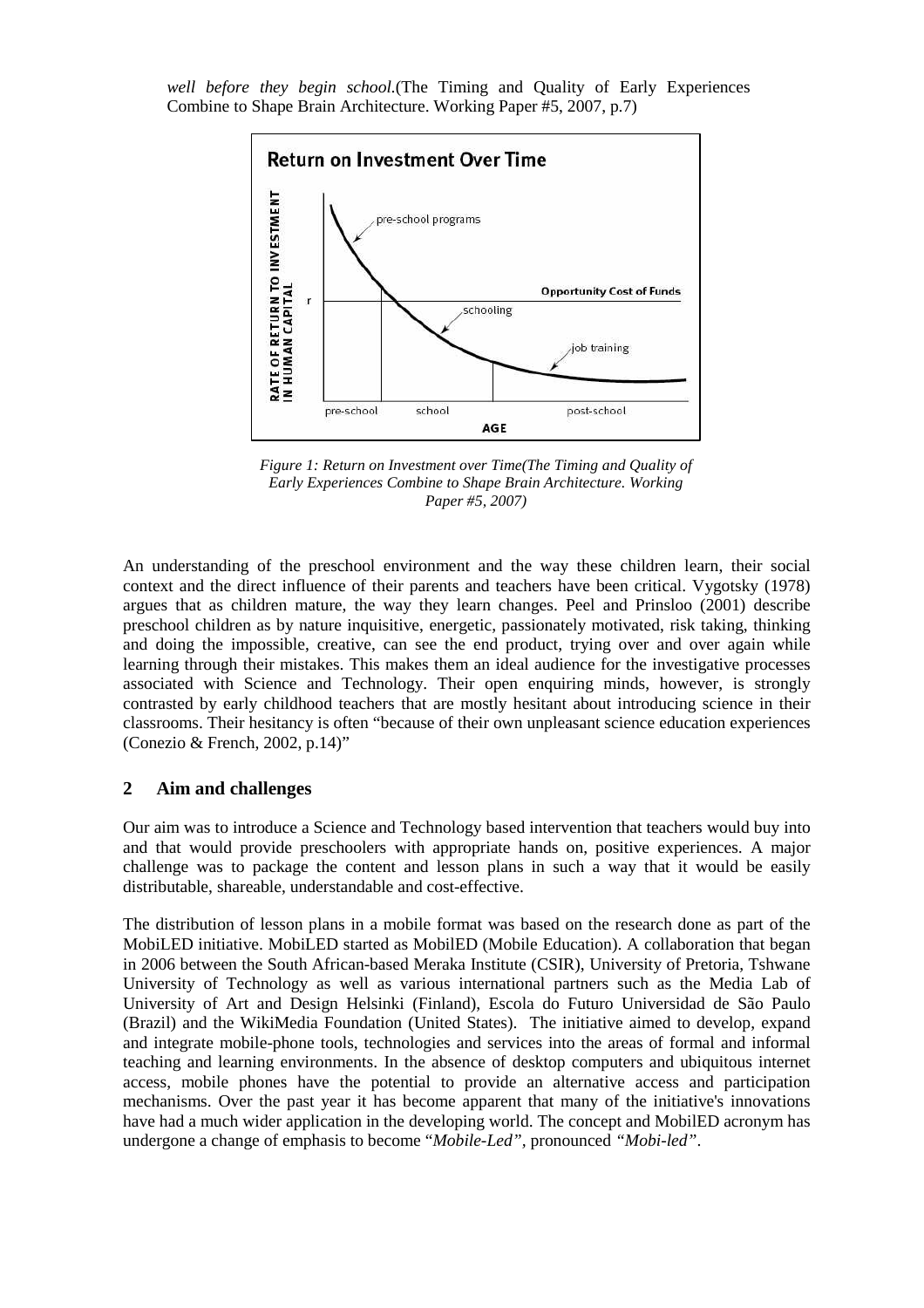*well before they begin school.*(The Timing and Quality of Early Experiences Combine to Shape Brain Architecture. Working Paper #5, 2007, p.7)

*Figure 1: Return on Investment over Time(The Timing and Quality of Early Experiences Combine to Shape Brain Architecture. Working Paper #5, 2007)*

An understanding of the preschool environment and the way these children learn, their social context and the direct influence of their parents and teachers have been critical. Vygotsky (1978) argues that as children mature, the way they learn changes. Peel and Prinsloo (2001) describe preschool children as by nature inquisitive, energetic, passionately motivated, risk taking, thinking and doing the impossible, creative, can see the end product, trying over and over again while learning through their mistakes. This makes them an ideal audience for the investigative processes associated with Science and Technology. Their open enquiring minds, however, is strongly contrasted by early childhood teachers that are mostly hesitant about introducing science in their classrooms. Their hesitancy is often "because of their own unpleasant science education experiences (Conezio & French, 2002, p.14)"

## 2 Aim and challenges

Our aim was to introduce a Science and Technology based intervention that teachers would buy into and that would provide preschoolers with appropriate hands on, positive experiences. A major challenge was to package the content and lesson plans in such a way that it would be easily distributable, shareable, understandable and cost-effective.

The distribution of lesson plans in a mobile format was based on the research done as part of the MobiLED initiative. MobiLED started as MobilED (Mobile Education). A collaboration that began in 2006 between the South African-based Meraka Institute (CSIR), University of Pretoria, Tshwane University of Technology as well as various international partners such as the Media Lab of University of Art and Design Helsinki (Finland), Escola do Futuro Universidad de São Paulo (Brazil) and the WikiMedia Foundation (United States). The initiative aimed to develop, expand and integrate mobile-phone tools, technologies and services into the areas of formal and informal teaching and learning environments. In the absence of desktop computers and ubiquitous internet access, mobile phones have the potential to provide an alternative access and participation mechanisms. Over the past year it has become apparent that many of the initiative's innovations have had a much wider application in the developing world. The concept and MobilED acronym has undergone a change of emphasis to become "*Mobile-Led*", pronounced *"Mobi-led"*.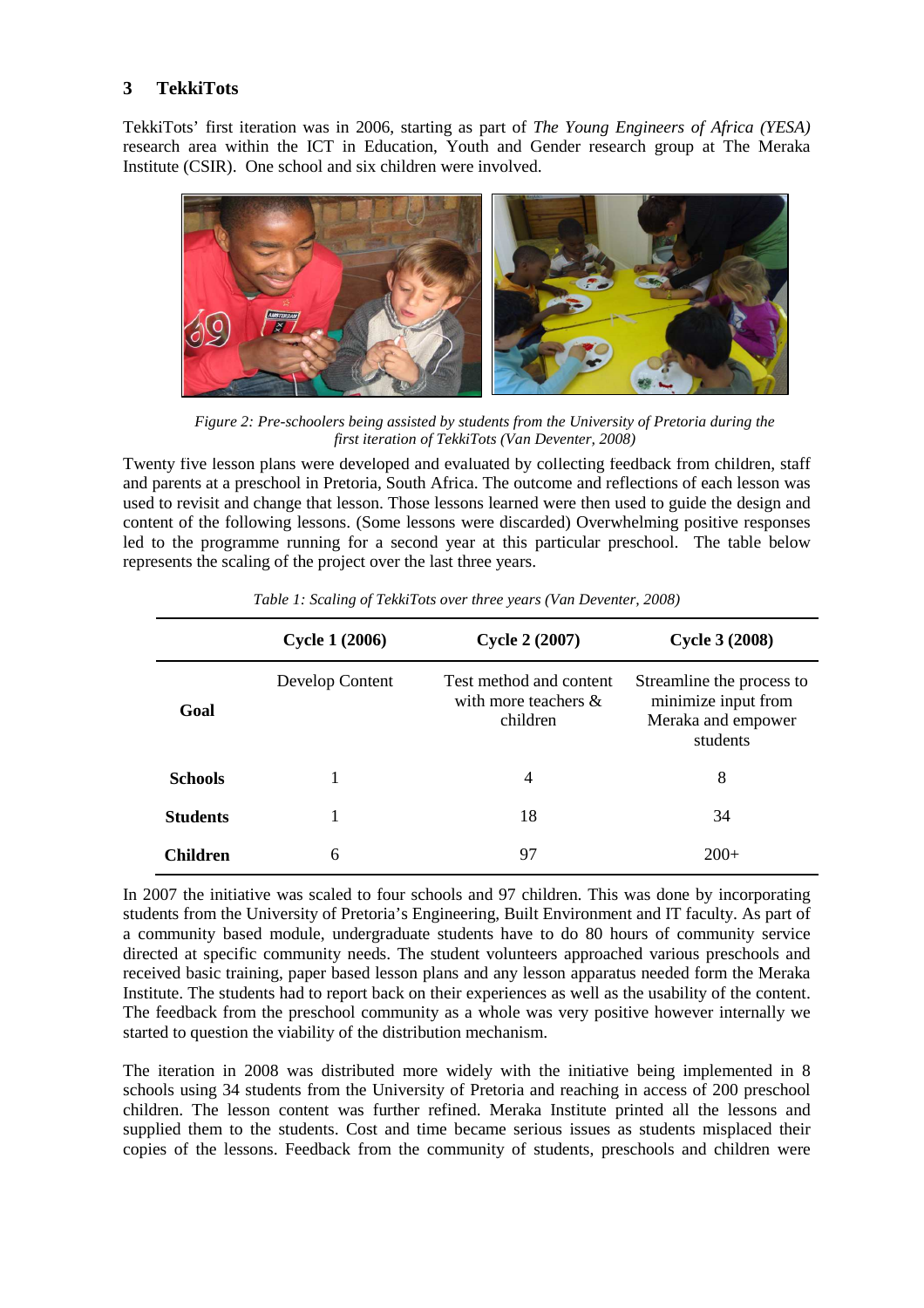## 3 TekkiTots

TekkiTots' first iteration was in 2006, starting as part of *The Young Engineers of Africa (YESA)* research area within the ICT in Education, Youth and Gender research group at The Meraka Institute (CSIR). One school and six children were involved.

*Figure 2: Pre-schoolers being assisted by students from the University of Pretoria during the first iteration of TekkiTots (Van Deventer, 2008)*

Twenty five lesson plans were developed and evaluated by collecting feedback from children, staff and parents at a preschool in Pretoria, South Africa. The outcome and reflections of each lesson was used to revisit and change that lesson. Those lessons learned were then used to guide the design and content of the following lessons. (Some lessons were discarded) Overwhelming positive responses led to the programme running for a second year at this particular preschool. The table below represents the scaling of the project over the last three years.

*Table 1: Scaling of TekkiTots over three years (Van Deventer, 2008)*

| | Cycle 1 (2006) | Cycle 2 (2007) | Cycle 3 (2008) |
|---|---|---|---|
| **Goal** | Develop Content | Test method and content with more teachers & children | Streamline the process to minimize input from Meraka and empower students |
| **Schools** | 1 | 4 | 8 |
| **Students** | 1 | 18 | 34 |
| **Children** | 6 | 97 | 200+ |

In 2007 the initiative was scaled to four schools and 97 children. This was done by incorporating students from the University of Pretoria's Engineering, Built Environment and IT faculty. As part of a community based module, undergraduate students have to do 80 hours of community service directed at specific community needs. The student volunteers approached various preschools and received basic training, paper based lesson plans and any lesson apparatus needed form the Meraka Institute. The students had to report back on their experiences as well as the usability of the content. The feedback from the preschool community as a whole was very positive however internally we started to question the viability of the distribution mechanism.

The iteration in 2008 was distributed more widely with the initiative being implemented in 8 schools using 34 students from the University of Pretoria and reaching in access of 200 preschool children. The lesson content was further refined. Meraka Institute printed all the lessons and supplied them to the students. Cost and time became serious issues as students misplaced their copies of the lessons. Feedback from the community of students, preschools and children were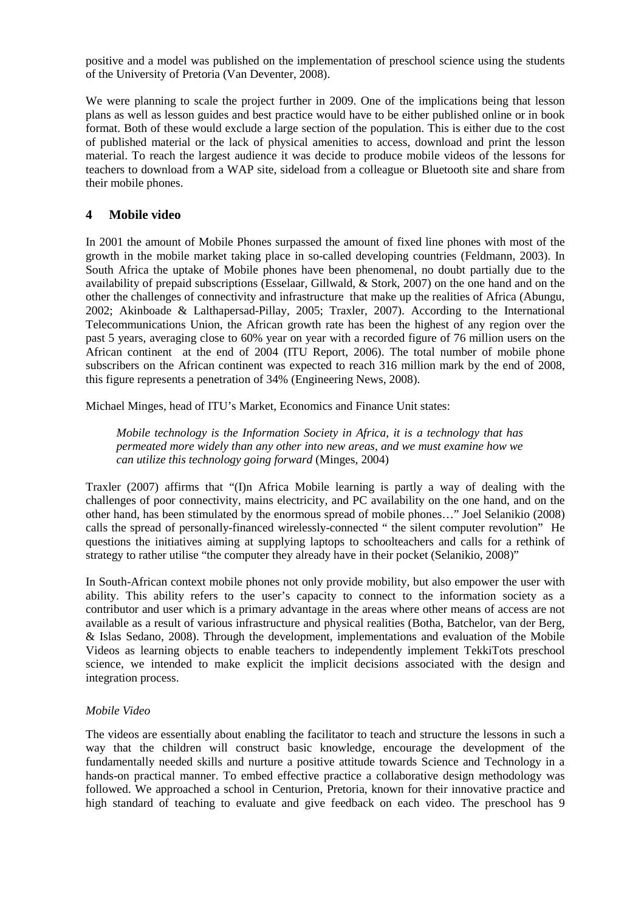positive and a model was published on the implementation of preschool science using the students of the University of Pretoria (Van Deventer, 2008).

We were planning to scale the project further in 2009. One of the implications being that lesson plans as well as lesson guides and best practice would have to be either published online or in book format. Both of these would exclude a large section of the population. This is either due to the cost of published material or the lack of physical amenities to access, download and print the lesson material. To reach the largest audience it was decide to produce mobile videos of the lessons for teachers to download from a WAP site, sideload from a colleague or Bluetooth site and share from their mobile phones.

## 4 Mobile video

In 2001 the amount of Mobile Phones surpassed the amount of fixed line phones with most of the growth in the mobile market taking place in so-called developing countries (Feldmann, 2003). In South Africa the uptake of Mobile phones have been phenomenal, no doubt partially due to the availability of prepaid subscriptions (Esselaar, Gillwald, & Stork, 2007) on the one hand and on the other the challenges of connectivity and infrastructure that make up the realities of Africa (Abungu, 2002; Akinboade & Lalthapersad-Pillay, 2005; Traxler, 2007). According to the International Telecommunications Union, the African growth rate has been the highest of any region over the past 5 years, averaging close to 60% year on year with a recorded figure of 76 million users on the African continent at the end of 2004 (ITU Report, 2006). The total number of mobile phone subscribers on the African continent was expected to reach 316 million mark by the end of 2008, this figure represents a penetration of 34% (Engineering News, 2008).

Michael Minges, head of ITU's Market, Economics and Finance Unit states:

> *Mobile technology is the Information Society in Africa, it is a technology that has permeated more widely than any other into new areas, and we must examine how we can utilize this technology going forward* (Minges, 2004)

Traxler (2007) affirms that "(I)n Africa Mobile learning is partly a way of dealing with the challenges of poor connectivity, mains electricity, and PC availability on the one hand, and on the other hand, has been stimulated by the enormous spread of mobile phones…" Joel Selanikio (2008) calls the spread of personally-financed wirelessly-connected " the silent computer revolution" He questions the initiatives aiming at supplying laptops to schoolteachers and calls for a rethink of strategy to rather utilise "the computer they already have in their pocket (Selanikio, 2008)"

In South-African context mobile phones not only provide mobility, but also empower the user with ability. This ability refers to the user's capacity to connect to the information society as a contributor and user which is a primary advantage in the areas where other means of access are not available as a result of various infrastructure and physical realities (Botha, Batchelor, van der Berg, & Islas Sedano, 2008). Through the development, implementations and evaluation of the Mobile Videos as learning objects to enable teachers to independently implement TekkiTots preschool science, we intended to make explicit the implicit decisions associated with the design and integration process.

*Mobile Video*

The videos are essentially about enabling the facilitator to teach and structure the lessons in such a way that the children will construct basic knowledge, encourage the development of the fundamentally needed skills and nurture a positive attitude towards Science and Technology in a hands-on practical manner. To embed effective practice a collaborative design methodology was followed. We approached a school in Centurion, Pretoria, known for their innovative practice and high standard of teaching to evaluate and give feedback on each video. The preschool has 9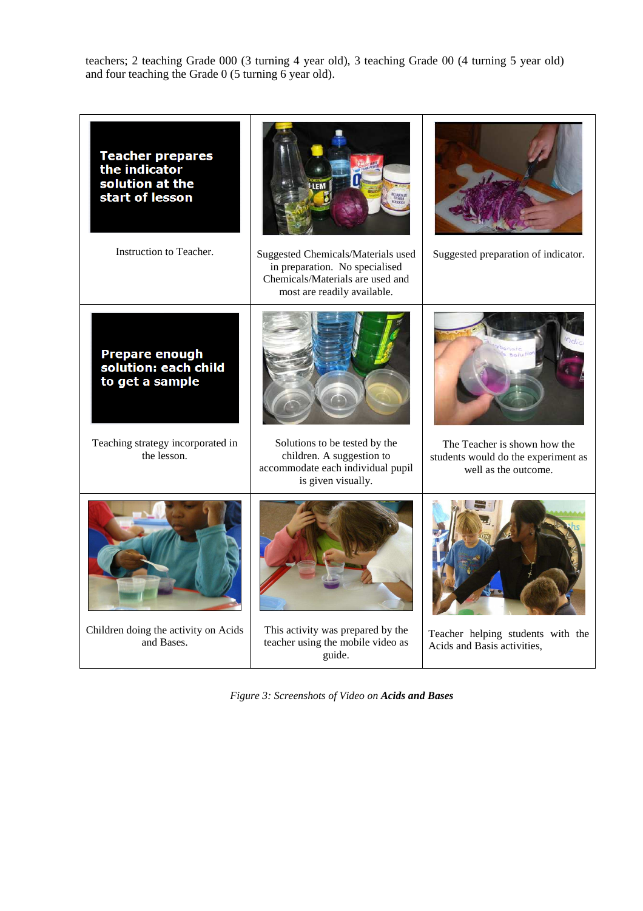teachers; 2 teaching Grade 000 (3 turning 4 year old), 3 teaching Grade 00 (4 turning 5 year old) and four teaching the Grade 0 (5 turning 6 year old).

| | | |
|---|---|---|
| Teacher prepares the indicator solution at the start of lesson<br><br>Instruction to Teacher. | Suggested Chemicals/Materials used in preparation. No specialised Chemicals/Materials are used and most are readily available. | Suggested preparation of indicator. |
| Prepare enough solution: each child to get a sample<br><br>Teaching strategy incorporated in the lesson. | Solutions to be tested by the children. A suggestion to accommodate each individual pupil is given visually. | The Teacher is shown how the students would do the experiment as well as the outcome. |
| Children doing the activity on Acids and Bases. | This activity was prepared by the teacher using the mobile video as guide. | Teacher helping students with the Acids and Basis activities, |

*Figure 3: Screenshots of Video on* ***Acids and Bases***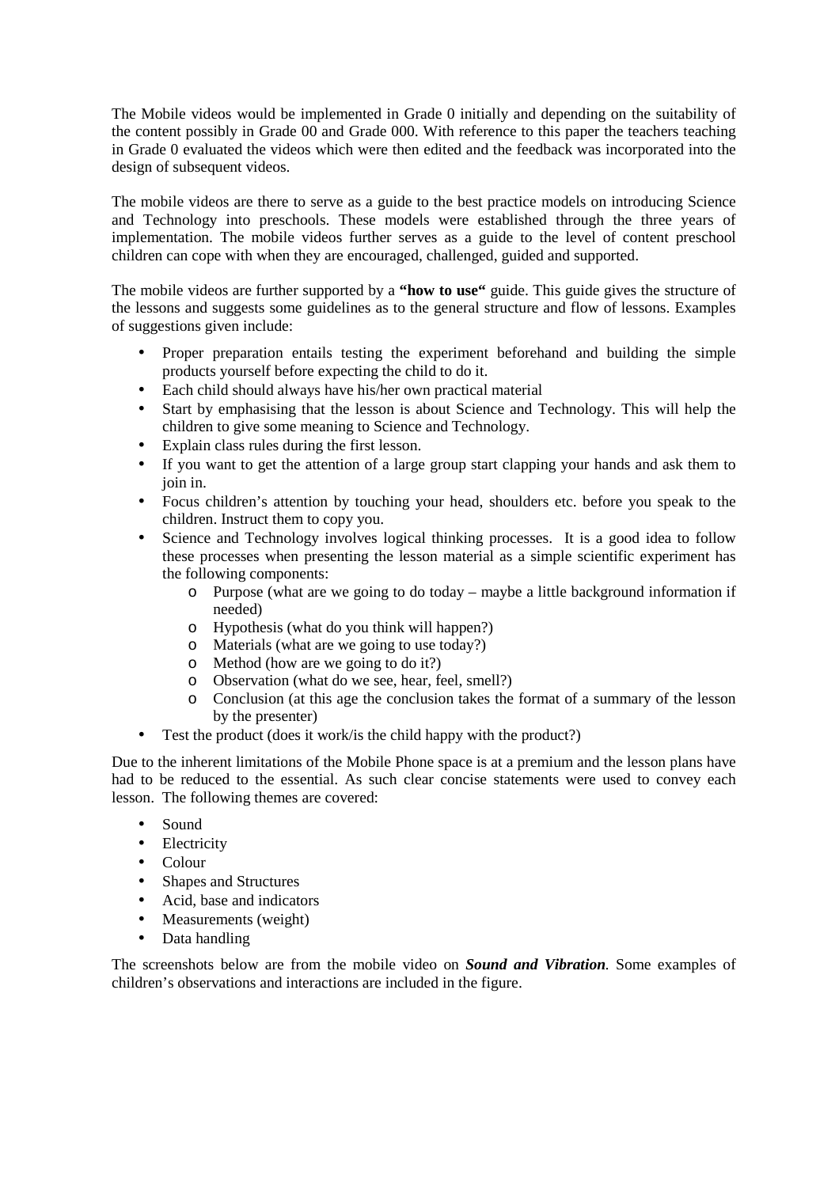The Mobile videos would be implemented in Grade 0 initially and depending on the suitability of the content possibly in Grade 00 and Grade 000. With reference to this paper the teachers teaching in Grade 0 evaluated the videos which were then edited and the feedback was incorporated into the design of subsequent videos.

The mobile videos are there to serve as a guide to the best practice models on introducing Science and Technology into preschools. These models were established through the three years of implementation. The mobile videos further serves as a guide to the level of content preschool children can cope with when they are encouraged, challenged, guided and supported.

The mobile videos are further supported by a **"how to use"** guide. This guide gives the structure of the lessons and suggests some guidelines as to the general structure and flow of lessons. Examples of suggestions given include:

- Proper preparation entails testing the experiment beforehand and building the simple products yourself before expecting the child to do it.
- Each child should always have his/her own practical material
- Start by emphasising that the lesson is about Science and Technology. This will help the children to give some meaning to Science and Technology.
- Explain class rules during the first lesson.
- If you want to get the attention of a large group start clapping your hands and ask them to join in.
- Focus children's attention by touching your head, shoulders etc. before you speak to the children. Instruct them to copy you.
- Science and Technology involves logical thinking processes. It is a good idea to follow these processes when presenting the lesson material as a simple scientific experiment has the following components:
    - Purpose (what are we going to do today – maybe a little background information if needed)
    - Hypothesis (what do you think will happen?)
    - Materials (what are we going to use today?)
    - Method (how are we going to do it?)
    - Observation (what do we see, hear, feel, smell?)
    - Conclusion (at this age the conclusion takes the format of a summary of the lesson by the presenter)
- Test the product (does it work/is the child happy with the product?)

Due to the inherent limitations of the Mobile Phone space is at a premium and the lesson plans have had to be reduced to the essential. As such clear concise statements were used to convey each lesson. The following themes are covered:

- Sound
- Electricity
- Colour
- Shapes and Structures
- Acid, base and indicators
- Measurements (weight)
- Data handling

The screenshots below are from the mobile video on ***Sound and Vibration***. Some examples of children's observations and interactions are included in the figure.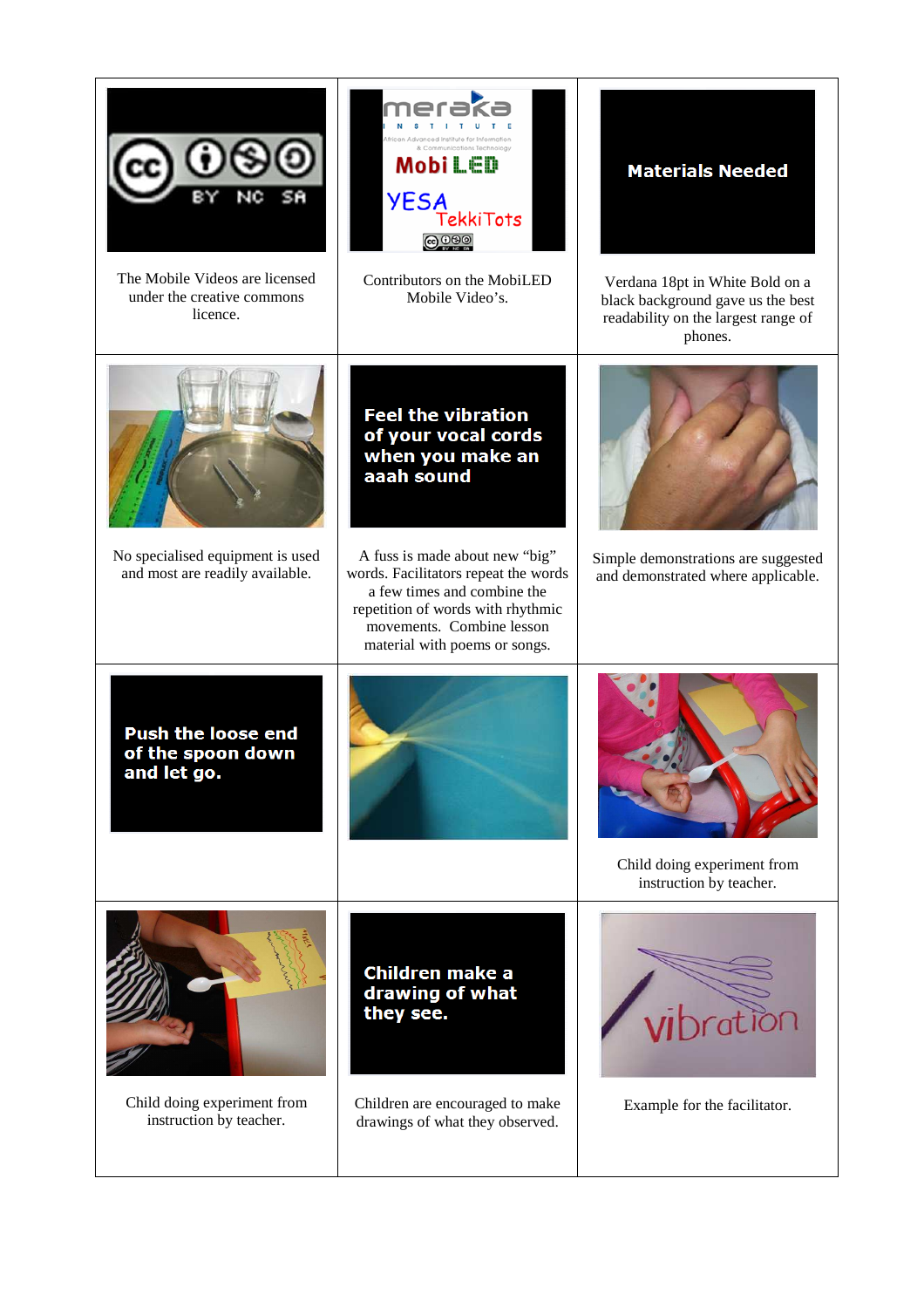| | | |
|---|---|---|
| The Mobile Videos are licensed under the creative commons licence. | Contributors on the MobiLED Mobile Video's. | Verdana 18pt in White Bold on a black background gave us the best readability on the largest range of phones. |
| No specialised equipment is used and most are readily available. | A fuss is made about new "big" words. Facilitators repeat the words a few times and combine the repetition of words with rhythmic movements. Combine lesson material with poems or songs. | Simple demonstrations are suggested and demonstrated where applicable. |
| | | Child doing experiment from instruction by teacher. |
| Child doing experiment from instruction by teacher. | Children are encouraged to make drawings of what they observed. | Example for the facilitator. |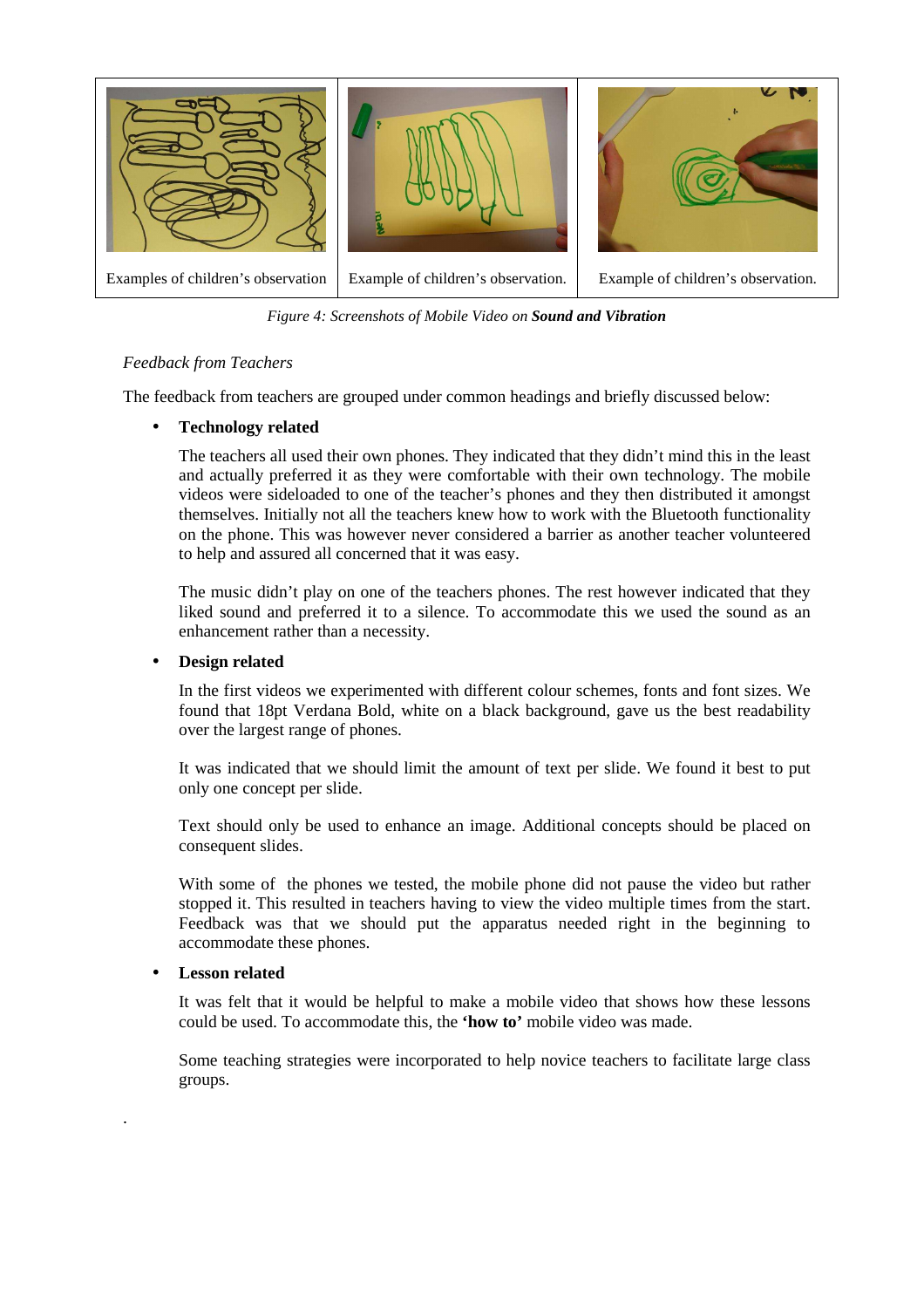| Examples of children's observation | Example of children's observation. | Example of children's observation. |
| --- | --- | --- |

*Figure 4: Screenshots of Mobile Video on* ***Sound and Vibration***

*Feedback from Teachers*

The feedback from teachers are grouped under common headings and briefly discussed below:

- **Technology related**

  The teachers all used their own phones. They indicated that they didn't mind this in the least and actually preferred it as they were comfortable with their own technology. The mobile videos were sideloaded to one of the teacher's phones and they then distributed it amongst themselves. Initially not all the teachers knew how to work with the Bluetooth functionality on the phone. This was however never considered a barrier as another teacher volunteered to help and assured all concerned that it was easy.

  The music didn't play on one of the teachers phones. The rest however indicated that they liked sound and preferred it to a silence. To accommodate this we used the sound as an enhancement rather than a necessity.

- **Design related**

  In the first videos we experimented with different colour schemes, fonts and font sizes. We found that 18pt Verdana Bold, white on a black background, gave us the best readability over the largest range of phones.

  It was indicated that we should limit the amount of text per slide. We found it best to put only one concept per slide.

  Text should only be used to enhance an image. Additional concepts should be placed on consequent slides.

  With some of the phones we tested, the mobile phone did not pause the video but rather stopped it. This resulted in teachers having to view the video multiple times from the start. Feedback was that we should put the apparatus needed right in the beginning to accommodate these phones.

- **Lesson related**

  It was felt that it would be helpful to make a mobile video that shows how these lessons could be used. To accommodate this, the **'how to'** mobile video was made.

  Some teaching strategies were incorporated to help novice teachers to facilitate large class groups.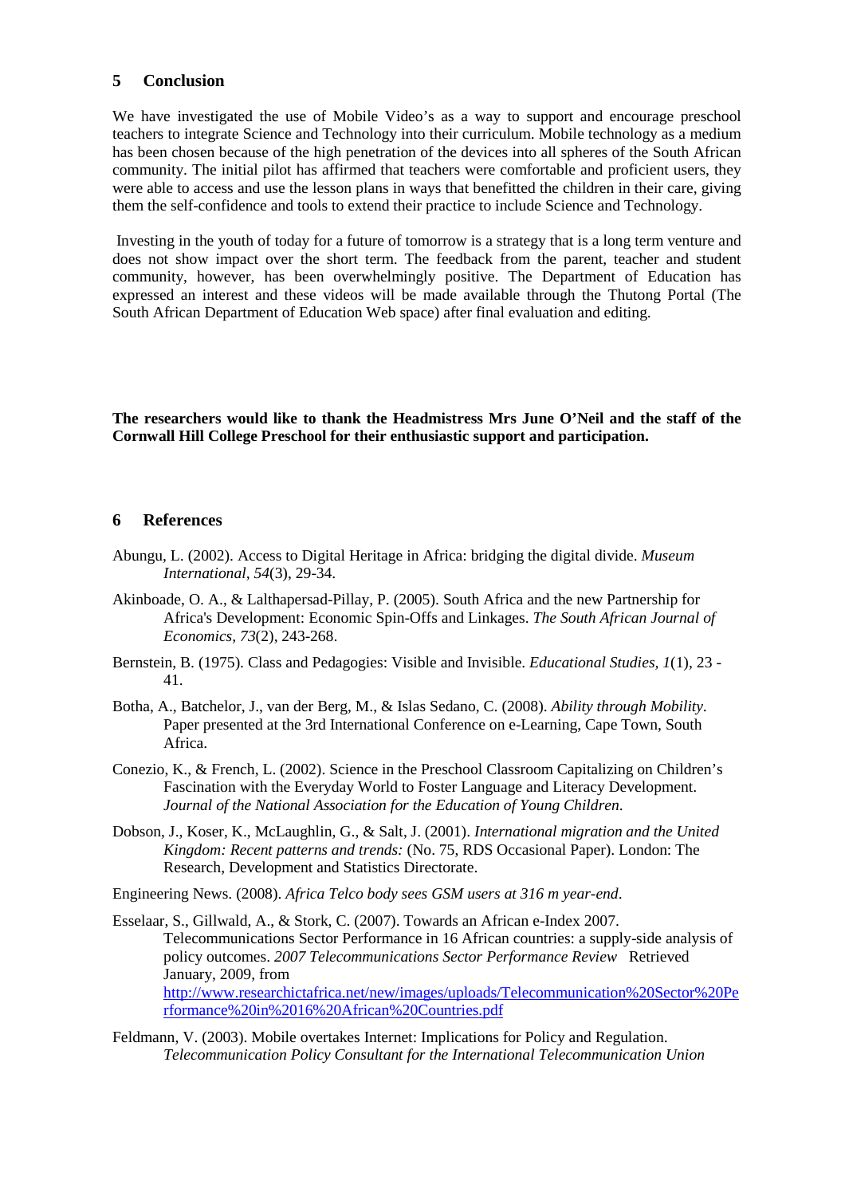## 5 Conclusion

We have investigated the use of Mobile Video's as a way to support and encourage preschool teachers to integrate Science and Technology into their curriculum. Mobile technology as a medium has been chosen because of the high penetration of the devices into all spheres of the South African community. The initial pilot has affirmed that teachers were comfortable and proficient users, they were able to access and use the lesson plans in ways that benefitted the children in their care, giving them the self-confidence and tools to extend their practice to include Science and Technology.

Investing in the youth of today for a future of tomorrow is a strategy that is a long term venture and does not show impact over the short term. The feedback from the parent, teacher and student community, however, has been overwhelmingly positive. The Department of Education has expressed an interest and these videos will be made available through the Thutong Portal (The South African Department of Education Web space) after final evaluation and editing.

**The researchers would like to thank the Headmistress Mrs June O'Neil and the staff of the Cornwall Hill College Preschool for their enthusiastic support and participation.**

## 6 References

Abungu, L. (2002). Access to Digital Heritage in Africa: bridging the digital divide. *Museum International, 54*(3), 29-34.

Akinboade, O. A., & Lalthapersad-Pillay, P. (2005). South Africa and the new Partnership for Africa's Development: Economic Spin-Offs and Linkages. *The South African Journal of Economics, 73*(2), 243-268.

Bernstein, B. (1975). Class and Pedagogies: Visible and Invisible. *Educational Studies, 1*(1), 23 - 41.

Botha, A., Batchelor, J., van der Berg, M., & Islas Sedano, C. (2008). *Ability through Mobility*. Paper presented at the 3rd International Conference on e-Learning, Cape Town, South Africa.

Conezio, K., & French, L. (2002). Science in the Preschool Classroom Capitalizing on Children's Fascination with the Everyday World to Foster Language and Literacy Development. *Journal of the National Association for the Education of Young Children*.

Dobson, J., Koser, K., McLaughlin, G., & Salt, J. (2001). *International migration and the United Kingdom: Recent patterns and trends:* (No. 75, RDS Occasional Paper). London: The Research, Development and Statistics Directorate.

Engineering News. (2008). *Africa Telco body sees GSM users at 316 m year-end*.

Esselaar, S., Gillwald, A., & Stork, C. (2007). Towards an African e-Index 2007. Telecommunications Sector Performance in 16 African countries: a supply-side analysis of policy outcomes. *2007 Telecommunications Sector Performance Review* Retrieved January, 2009, from http://www.researchictafrica.net/new/images/uploads/Telecommunication%20Sector%20Performance%20in%2016%20African%20Countries.pdf

Feldmann, V. (2003). Mobile overtakes Internet: Implications for Policy and Regulation. *Telecommunication Policy Consultant for the International Telecommunication Union*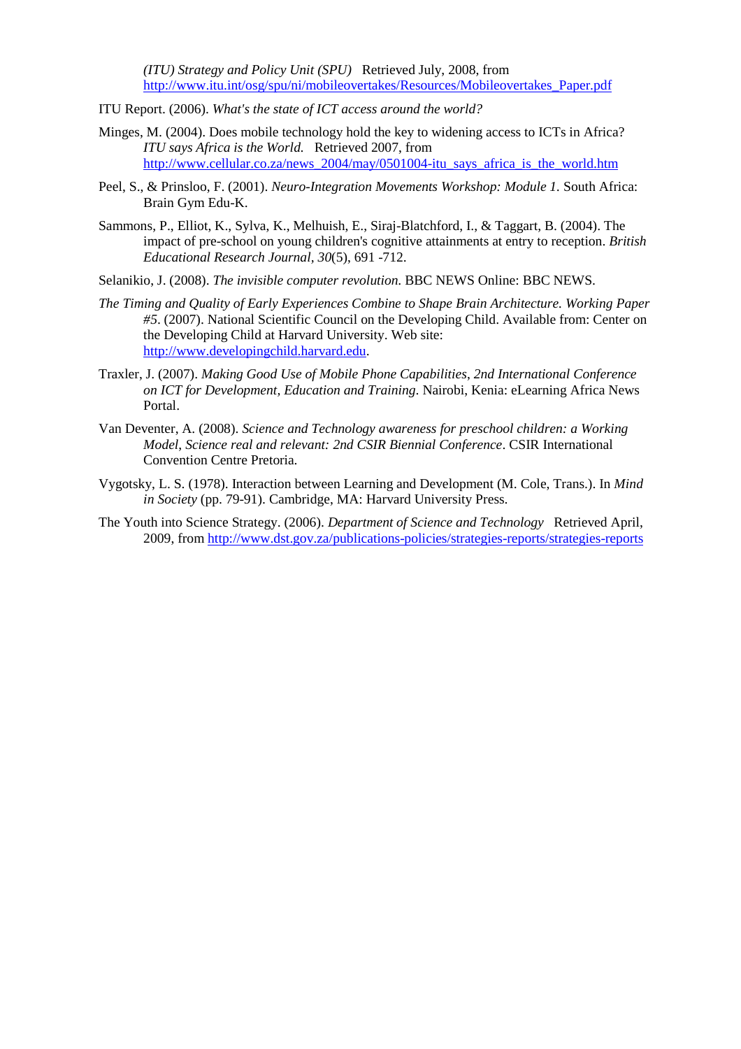*(ITU) Strategy and Policy Unit (SPU)* Retrieved July, 2008, from http://www.itu.int/osg/spu/ni/mobileovertakes/Resources/Mobileovertakes_Paper.pdf

ITU Report. (2006). *What's the state of ICT access around the world?*

Minges, M. (2004). Does mobile technology hold the key to widening access to ICTs in Africa? *ITU says Africa is the World.* Retrieved 2007, from http://www.cellular.co.za/news_2004/may/0501004-itu_says_africa_is_the_world.htm

Peel, S., & Prinsloo, F. (2001). *Neuro-Integration Movements Workshop: Module 1.* South Africa: Brain Gym Edu-K.

Sammons, P., Elliot, K., Sylva, K., Melhuish, E., Siraj-Blatchford, I., & Taggart, B. (2004). The impact of pre-school on young children's cognitive attainments at entry to reception. *British Educational Research Journal, 30*(5), 691 -712.

Selanikio, J. (2008). *The invisible computer revolution.* BBC NEWS Online: BBC NEWS.

*The Timing and Quality of Early Experiences Combine to Shape Brain Architecture. Working Paper #5.* (2007). National Scientific Council on the Developing Child. Available from: Center on the Developing Child at Harvard University. Web site: http://www.developingchild.harvard.edu.

Traxler, J. (2007). *Making Good Use of Mobile Phone Capabilities, 2nd International Conference on ICT for Development, Education and Training*. Nairobi, Kenia: eLearning Africa News Portal.

Van Deventer, A. (2008). *Science and Technology awareness for preschool children: a Working Model, Science real and relevant: 2nd CSIR Biennial Conference*. CSIR International Convention Centre Pretoria.

Vygotsky, L. S. (1978). Interaction between Learning and Development (M. Cole, Trans.). In *Mind in Society* (pp. 79-91). Cambridge, MA: Harvard University Press.

The Youth into Science Strategy. (2006). *Department of Science and Technology* Retrieved April, 2009, from http://www.dst.gov.za/publications-policies/strategies-reports/strategies-reports